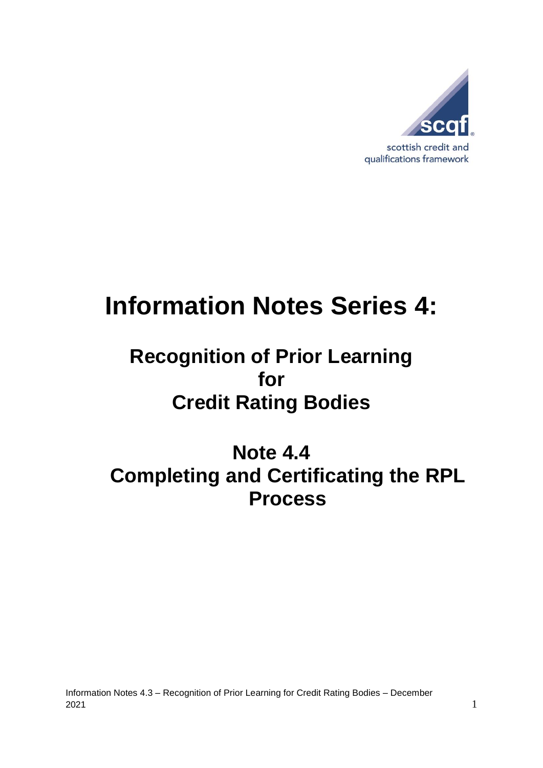scottish credit and qualifications framework

# Information Notes Series 4:

## Recognition of Prior Learning for Credit Rating Bodies

## Note 4.4 Completing and Certificating the RPL Process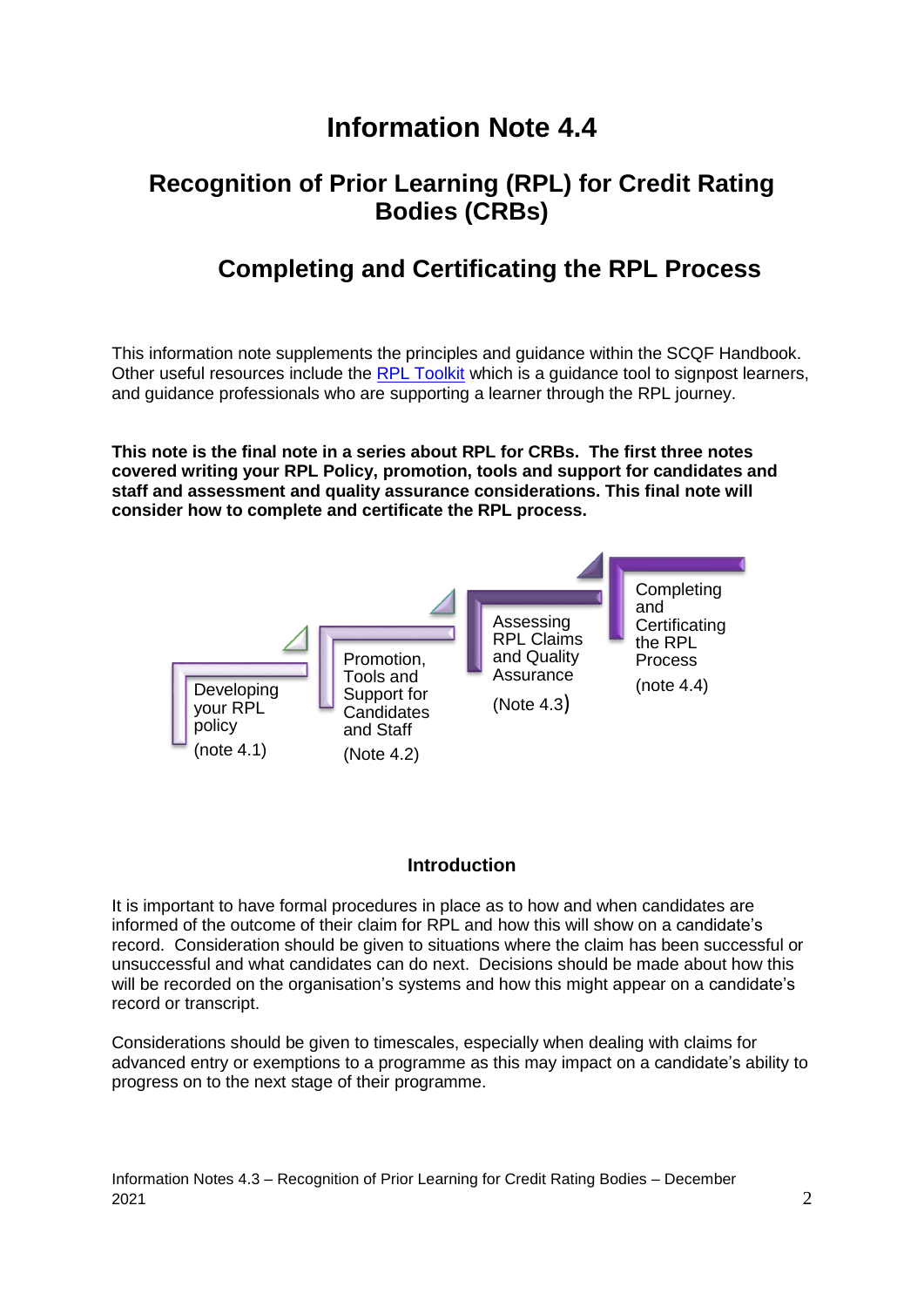# Information Note 4.4

## Recognition of Prior Learning (RPL) for Credit Rating Bodies (CRBs)

## Completing and Certificating the RPL Process

This information note supplements the principles and guidance within the SCQF Handbook. Other useful resources include the RPL Toolkit which is a guidance tool to signpost learners, and guidance professionals who are supporting a learner through the RPL journey.

**This note is the final note in a series about RPL for CRBs. The first three notes covered writing your RPL Policy, promotion, tools and support for candidates and staff and assessment and quality assurance considerations. This final note will consider how to complete and certificate the RPL process.**

Developing your RPL policy (note 4.1)

Promotion, Tools and Support for Candidates and Staff (Note 4.2)

Assessing RPL Claims and Quality Assurance (Note 4.3)

Completing and Certificating the RPL Process (note 4.4)

### Introduction

It is important to have formal procedures in place as to how and when candidates are informed of the outcome of their claim for RPL and how this will show on a candidate's record. Consideration should be given to situations where the claim has been successful or unsuccessful and what candidates can do next. Decisions should be made about how this will be recorded on the organisation's systems and how this might appear on a candidate's record or transcript.

Considerations should be given to timescales, especially when dealing with claims for advanced entry or exemptions to a programme as this may impact on a candidate's ability to progress on to the next stage of their programme.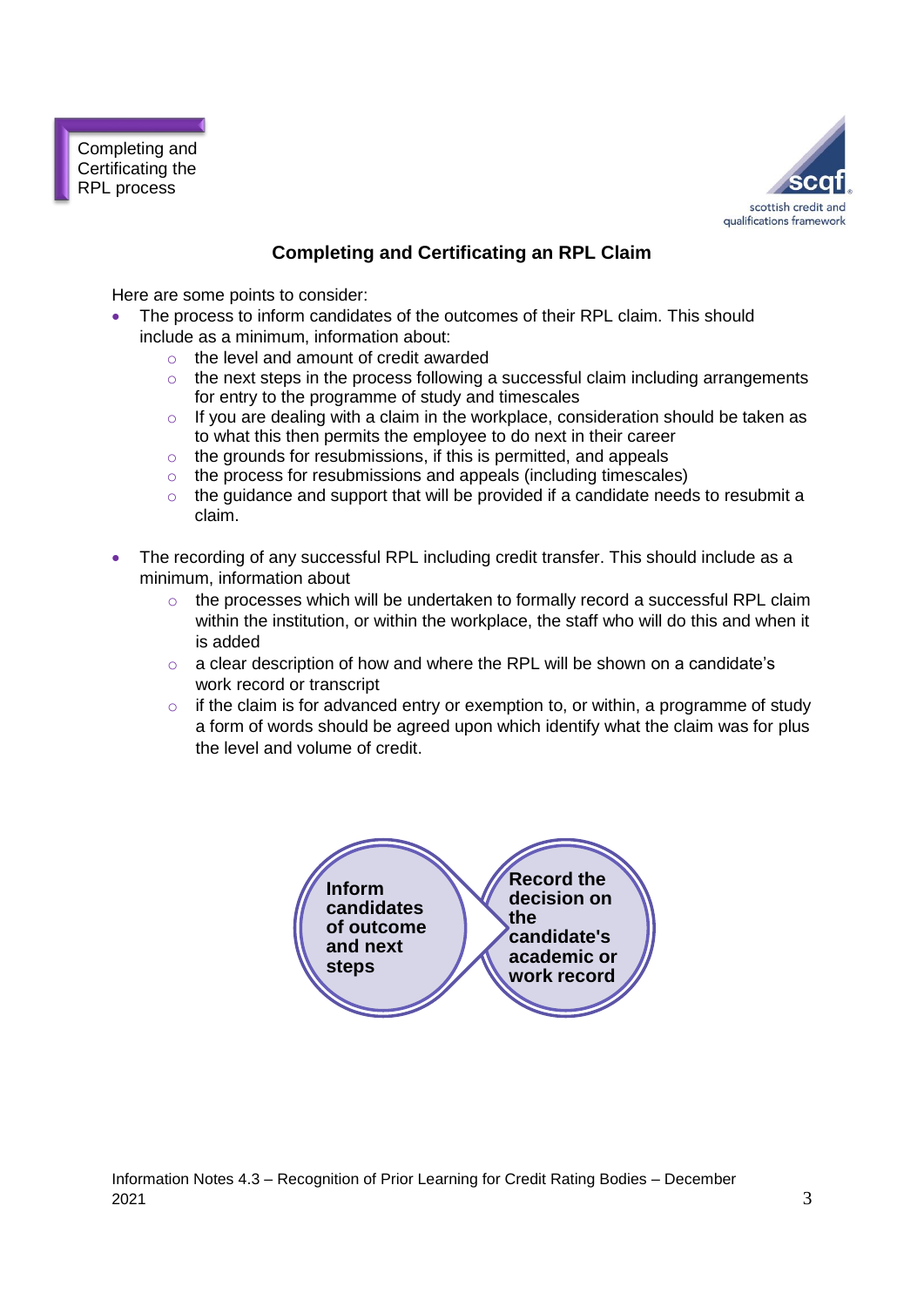Completing and Certificating the RPL process

## Completing and Certificating an RPL Claim

Here are some points to consider:

- The process to inform candidates of the outcomes of their RPL claim. This should include as a minimum, information about:
  - the level and amount of credit awarded
  - the next steps in the process following a successful claim including arrangements for entry to the programme of study and timescales
  - If you are dealing with a claim in the workplace, consideration should be taken as to what this then permits the employee to do next in their career
  - the grounds for resubmissions, if this is permitted, and appeals
  - the process for resubmissions and appeals (including timescales)
  - the guidance and support that will be provided if a candidate needs to resubmit a claim.

- The recording of any successful RPL including credit transfer. This should include as a minimum, information about
  - the processes which will be undertaken to formally record a successful RPL claim within the institution, or within the workplace, the staff who will do this and when it is added
  - a clear description of how and where the RPL will be shown on a candidate's work record or transcript
  - if the claim is for advanced entry or exemption to, or within, a programme of study a form of words should be agreed upon which identify what the claim was for plus the level and volume of credit.

**Inform candidates of outcome and next steps**

**Record the decision on the candidate's academic or work record**

Information Notes 4.3 – Recognition of Prior Learning for Credit Rating Bodies – December 2021